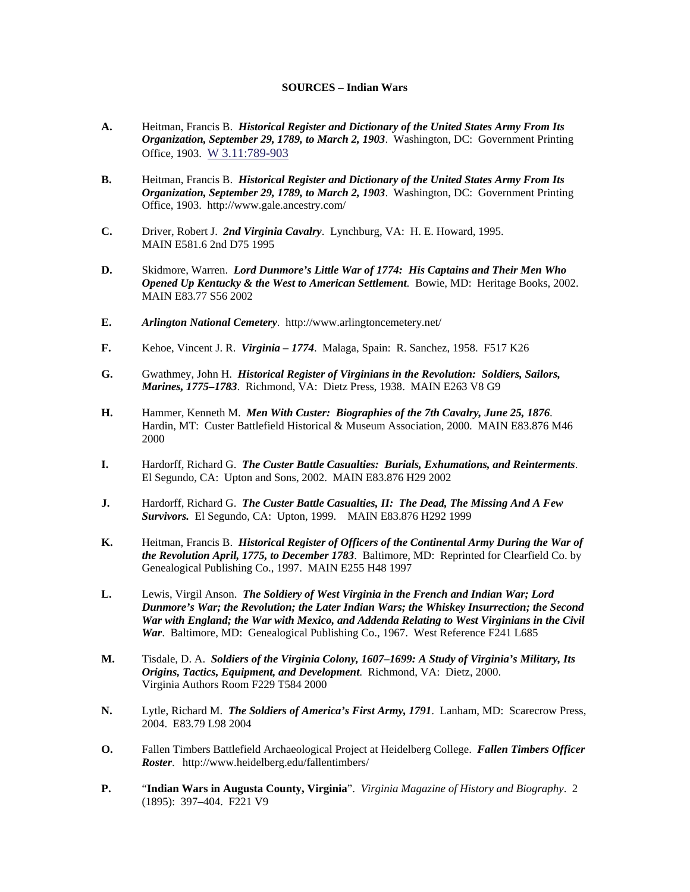**SOURCES – Indian Wars**

**A.** Heitman, Francis B. ***Historical Register and Dictionary of the United States Army From Its Organization, September 29, 1789, to March 2, 1903***. Washington, DC: Government Printing Office, 1903. W 3.11:789-903

**B.** Heitman, Francis B. ***Historical Register and Dictionary of the United States Army From Its Organization, September 29, 1789, to March 2, 1903***. Washington, DC: Government Printing Office, 1903. http://www.gale.ancestry.com/

**C.** Driver, Robert J. ***2nd Virginia Cavalry***. Lynchburg, VA: H. E. Howard, 1995. MAIN E581.6 2nd D75 1995

**D.** Skidmore, Warren. ***Lord Dunmore's Little War of 1774: His Captains and Their Men Who Opened Up Kentucky & the West to American Settlement***. Bowie, MD: Heritage Books, 2002. MAIN E83.77 S56 2002

**E.** ***Arlington National Cemetery***. http://www.arlingtoncemetery.net/

**F.** Kehoe, Vincent J. R. ***Virginia – 1774***. Malaga, Spain: R. Sanchez, 1958. F517 K26

**G.** Gwathmey, John H. ***Historical Register of Virginians in the Revolution: Soldiers, Sailors, Marines, 1775–1783***. Richmond, VA: Dietz Press, 1938. MAIN E263 V8 G9

**H.** Hammer, Kenneth M. ***Men With Custer: Biographies of the 7th Cavalry, June 25, 1876***. Hardin, MT: Custer Battlefield Historical & Museum Association, 2000. MAIN E83.876 M46 2000

**I.** Hardorff, Richard G. ***The Custer Battle Casualties: Burials, Exhumations, and Reinterments***. El Segundo, CA: Upton and Sons, 2002. MAIN E83.876 H29 2002

**J.** Hardorff, Richard G. ***The Custer Battle Casualties, II: The Dead, The Missing And A Few Survivors.*** El Segundo, CA: Upton, 1999. MAIN E83.876 H292 1999

**K.** Heitman, Francis B. ***Historical Register of Officers of the Continental Army During the War of the Revolution April, 1775, to December 1783***. Baltimore, MD: Reprinted for Clearfield Co. by Genealogical Publishing Co., 1997. MAIN E255 H48 1997

**L.** Lewis, Virgil Anson. ***The Soldiery of West Virginia in the French and Indian War; Lord Dunmore's War; the Revolution; the Later Indian Wars; the Whiskey Insurrection; the Second War with England; the War with Mexico, and Addenda Relating to West Virginians in the Civil War***. Baltimore, MD: Genealogical Publishing Co., 1967. West Reference F241 L685

**M.** Tisdale, D. A. ***Soldiers of the Virginia Colony, 1607–1699: A Study of Virginia's Military, Its Origins, Tactics, Equipment, and Development***. Richmond, VA: Dietz, 2000. Virginia Authors Room F229 T584 2000

**N.** Lytle, Richard M. ***The Soldiers of America's First Army, 1791***. Lanham, MD: Scarecrow Press, 2004. E83.79 L98 2004

**O.** Fallen Timbers Battlefield Archaeological Project at Heidelberg College. ***Fallen Timbers Officer Roster***. http://www.heidelberg.edu/fallentimbers/

**P.** "**Indian Wars in Augusta County, Virginia**". *Virginia Magazine of History and Biography*. 2 (1895): 397–404. F221 V9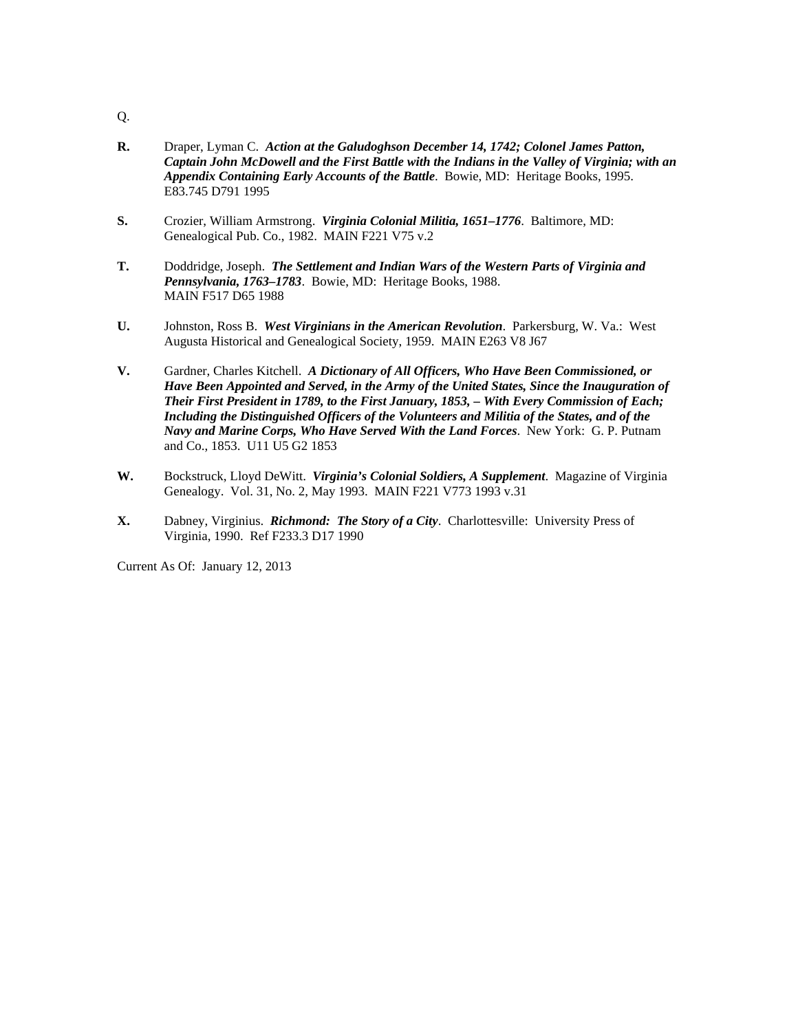Q.

**R.** Draper, Lyman C. ***Action at the Galudoghson December 14, 1742; Colonel James Patton, Captain John McDowell and the First Battle with the Indians in the Valley of Virginia; with an Appendix Containing Early Accounts of the Battle***. Bowie, MD: Heritage Books, 1995. E83.745 D791 1995

**S.** Crozier, William Armstrong. ***Virginia Colonial Militia, 1651–1776***. Baltimore, MD: Genealogical Pub. Co., 1982. MAIN F221 V75 v.2

**T.** Doddridge, Joseph. ***The Settlement and Indian Wars of the Western Parts of Virginia and Pennsylvania, 1763–1783***. Bowie, MD: Heritage Books, 1988. MAIN F517 D65 1988

**U.** Johnston, Ross B. ***West Virginians in the American Revolution***. Parkersburg, W. Va.: West Augusta Historical and Genealogical Society, 1959. MAIN E263 V8 J67

**V.** Gardner, Charles Kitchell. ***A Dictionary of All Officers, Who Have Been Commissioned, or Have Been Appointed and Served, in the Army of the United States, Since the Inauguration of Their First President in 1789, to the First January, 1853, – With Every Commission of Each; Including the Distinguished Officers of the Volunteers and Militia of the States, and of the Navy and Marine Corps, Who Have Served With the Land Forces***. New York: G. P. Putnam and Co., 1853. U11 U5 G2 1853

**W.** Bockstruck, Lloyd DeWitt. ***Virginia's Colonial Soldiers, A Supplement***. Magazine of Virginia Genealogy. Vol. 31, No. 2, May 1993. MAIN F221 V773 1993 v.31

**X.** Dabney, Virginius. ***Richmond: The Story of a City***. Charlottesville: University Press of Virginia, 1990. Ref F233.3 D17 1990

Current As Of: January 12, 2013